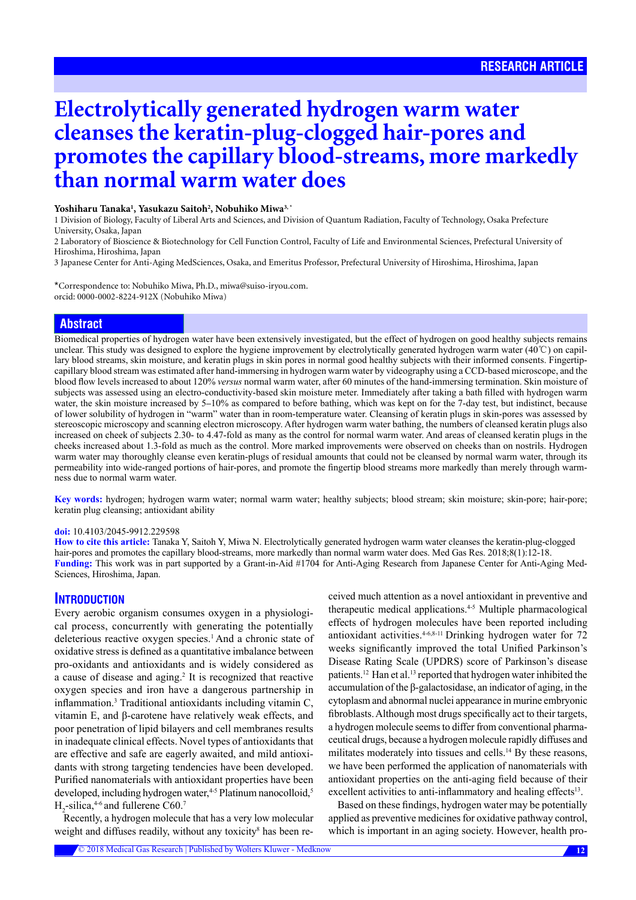RESEARCH ARTICLE

# Electrolytically generated hydrogen warm water cleanses the keratin-plug-clogged hair-pores and promotes the capillary blood-streams, more markedly than normal warm water does

**Yoshiharu Tanaka[1], Yasukazu Saitoh[2], Nobuhiko Miwa[3,*]**

1 Division of Biology, Faculty of Liberal Arts and Sciences, and Division of Quantum Radiation, Faculty of Technology, Osaka Prefecture University, Osaka, Japan

2 Laboratory of Bioscience & Biotechnology for Cell Function Control, Faculty of Life and Environmental Sciences, Prefectural University of Hiroshima, Hiroshima, Japan

3 Japanese Center for Anti-Aging MedSciences, Osaka, and Emeritus Professor, Prefectural University of Hiroshima, Hiroshima, Japan

*Correspondence to: Nobuhiko Miwa, Ph.D., miwa@suiso-iryou.com.
orcid: 0000-0002-8224-912X (Nobuhiko Miwa)

## Abstract

Biomedical properties of hydrogen water have been extensively investigated, but the effect of hydrogen on good healthy subjects remains unclear. This study was designed to explore the hygiene improvement by electrolytically generated hydrogen warm water (40℃) on capillary blood streams, skin moisture, and keratin plugs in skin pores in normal good healthy subjects with their informed consents. Fingertip-capillary blood stream was estimated after hand-immersing in hydrogen warm water by videography using a CCD-based microscope, and the blood flow levels increased to about 120% *versus* normal warm water, after 60 minutes of the hand-immersing termination. Skin moisture of subjects was assessed using an electro-conductivity-based skin moisture meter. Immediately after taking a bath filled with hydrogen warm water, the skin moisture increased by 5–10% as compared to before bathing, which was kept on for the 7-day test, but indistinct, because of lower solubility of hydrogen in "warm" water than in room-temperature water. Cleansing of keratin plugs in skin-pores was assessed by stereoscopic microscopy and scanning electron microscopy. After hydrogen warm water bathing, the numbers of cleansed keratin plugs also increased on cheek of subjects 2.30- to 4.47-fold as many as the control for normal warm water. And areas of cleansed keratin plugs in the cheeks increased about 1.3-fold as much as the control. More marked improvements were observed on cheeks than on nostrils. Hydrogen warm water may thoroughly cleanse even keratin-plugs of residual amounts that could not be cleansed by normal warm water, through its permeability into wide-ranged portions of hair-pores, and promote the fingertip blood streams more markedly than merely through warmness due to normal warm water.

**Key words:** hydrogen; hydrogen warm water; normal warm water; healthy subjects; blood stream; skin moisture; skin-pore; hair-pore; keratin plug cleansing; antioxidant ability

**doi:** 10.4103/2045-9912.229598

**How to cite this article:** Tanaka Y, Saitoh Y, Miwa N. Electrolytically generated hydrogen warm water cleanses the keratin-plug-clogged hair-pores and promotes the capillary blood-streams, more markedly than normal warm water does. Med Gas Res. 2018;8(1):12-18.

**Funding:** This work was in part supported by a Grant-in-Aid #1704 for Anti-Aging Research from Japanese Center for Anti-Aging MedSciences, Hiroshima, Japan.

## Introduction

Every aerobic organism consumes oxygen in a physiological process, concurrently with generating the potentially deleterious reactive oxygen species.[1] And a chronic state of oxidative stress is defined as a quantitative imbalance between pro-oxidants and antioxidants and is widely considered as a cause of disease and aging.[2] It is recognized that reactive oxygen species and iron have a dangerous partnership in inflammation.[3] Traditional antioxidants including vitamin C, vitamin E, and β-carotene have relatively weak effects, and poor penetration of lipid bilayers and cell membranes results in inadequate clinical effects. Novel types of antioxidants that are effective and safe are eagerly awaited, and mild antioxidants with strong targeting tendencies have been developed. Purified nanomaterials with antioxidant properties have been developed, including hydrogen water,[4-5] Platinum nanocolloid,[5] $H_2$-silica,[4-6] and fullerene C60.[7]

Recently, a hydrogen molecule that has a very low molecular weight and diffuses readily, without any toxicity[8] has received much attention as a novel antioxidant in preventive and therapeutic medical applications.[4-5] Multiple pharmacological effects of hydrogen molecules have been reported including antioxidant activities.[4-6,8-11] Drinking hydrogen water for 72 weeks significantly improved the total Unified Parkinson's Disease Rating Scale (UPDRS) score of Parkinson's disease patients.[12] Han et al.[13] reported that hydrogen water inhibited the accumulation of the β-galactosidase, an indicator of aging, in the cytoplasm and abnormal nuclei appearance in murine embryonic fibroblasts. Although most drugs specifically act to their targets, a hydrogen molecule seems to differ from conventional pharmaceutical drugs, because a hydrogen molecule rapidly diffuses and militates moderately into tissues and cells.[14] By these reasons, we have been performed the application of nanomaterials with antioxidant properties on the anti-aging field because of their excellent activities to anti-inflammatory and healing effects[13].

Based on these findings, hydrogen water may be potentially applied as preventive medicines for oxidative pathway control, which is important in an aging society. However, health pro-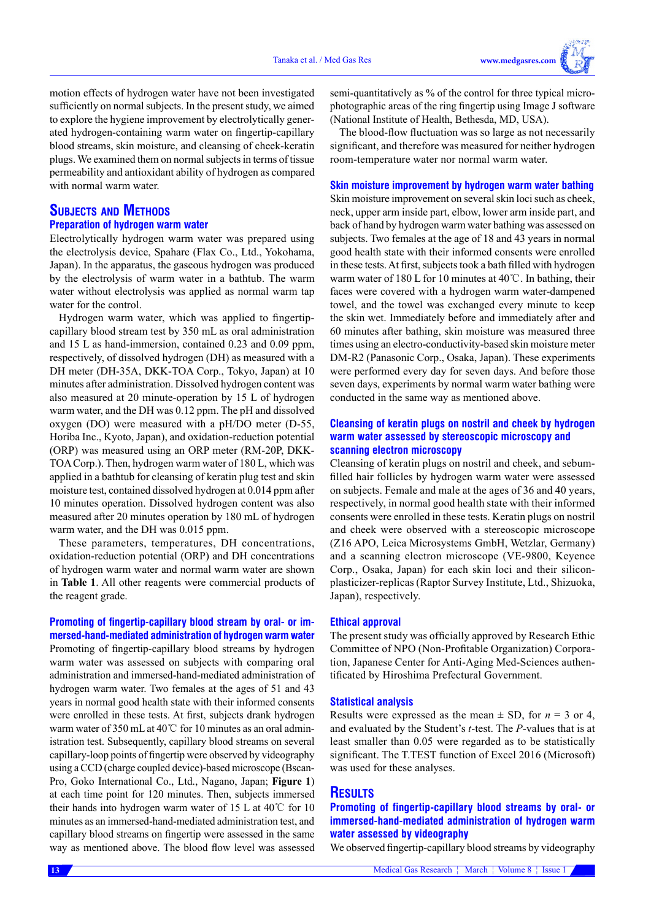motion effects of hydrogen water have not been investigated sufficiently on normal subjects. In the present study, we aimed to explore the hygiene improvement by electrolytically generated hydrogen-containing warm water on fingertip-capillary blood streams, skin moisture, and cleansing of cheek-keratin plugs. We examined them on normal subjects in terms of tissue permeability and antioxidant ability of hydrogen as compared with normal warm water.

## Subjects and Methods

### Preparation of hydrogen warm water

Electrolytically hydrogen warm water was prepared using the electrolysis device, Spahare (Flax Co., Ltd., Yokohama, Japan). In the apparatus, the gaseous hydrogen was produced by the electrolysis of warm water in a bathtub. The warm water without electrolysis was applied as normal warm tap water for the control.

Hydrogen warm water, which was applied to fingertip-capillary blood stream test by 350 mL as oral administration and 15 L as hand-immersion, contained 0.23 and 0.09 ppm, respectively, of dissolved hydrogen (DH) as measured with a DH meter (DH-35A, DKK-TOA Corp., Tokyo, Japan) at 10 minutes after administration. Dissolved hydrogen content was also measured at 20 minute-operation by 15 L of hydrogen warm water, and the DH was 0.12 ppm. The pH and dissolved oxygen (DO) were measured with a pH/DO meter (D-55, Horiba Inc., Kyoto, Japan), and oxidation-reduction potential (ORP) was measured using an ORP meter (RM-20P, DKK-TOA Corp.). Then, hydrogen warm water of 180 L, which was applied in a bathtub for cleansing of keratin plug test and skin moisture test, contained dissolved hydrogen at 0.014 ppm after 10 minutes operation. Dissolved hydrogen content was also measured after 20 minutes operation by 180 mL of hydrogen warm water, and the DH was 0.015 ppm.

These parameters, temperatures, DH concentrations, oxidation-reduction potential (ORP) and DH concentrations of hydrogen warm water and normal warm water are shown in **Table 1**. All other reagents were commercial products of the reagent grade.

### Promoting of fingertip-capillary blood stream by oral- or immersed-hand-mediated administration of hydrogen warm water

Promoting of fingertip-capillary blood streams by hydrogen warm water was assessed on subjects with comparing oral administration and immersed-hand-mediated administration of hydrogen warm water. Two females at the ages of 51 and 43 years in normal good health state with their informed consents were enrolled in these tests. At first, subjects drank hydrogen warm water of 350 mL at 40℃ for 10 minutes as an oral administration test. Subsequently, capillary blood streams on several capillary-loop points of fingertip were observed by videography using a CCD (charge coupled device)-based microscope (Bscan-Pro, Goko International Co., Ltd., Nagano, Japan; **Figure 1**) at each time point for 120 minutes. Then, subjects immersed their hands into hydrogen warm water of 15 L at 40℃ for 10 minutes as an immersed-hand-mediated administration test, and capillary blood streams on fingertip were assessed in the same way as mentioned above. The blood flow level was assessed semi-quantitatively as % of the control for three typical microphotographic areas of the ring fingertip using Image J software (National Institute of Health, Bethesda, MD, USA).

The blood-flow fluctuation was so large as not necessarily significant, and therefore was measured for neither hydrogen room-temperature water nor normal warm water.

### Skin moisture improvement by hydrogen warm water bathing

Skin moisture improvement on several skin loci such as cheek, neck, upper arm inside part, elbow, lower arm inside part, and back of hand by hydrogen warm water bathing was assessed on subjects. Two females at the age of 18 and 43 years in normal good health state with their informed consents were enrolled in these tests. At first, subjects took a bath filled with hydrogen warm water of 180 L for 10 minutes at 40℃. In bathing, their faces were covered with a hydrogen warm water-dampened towel, and the towel was exchanged every minute to keep the skin wet. Immediately before and immediately after and 60 minutes after bathing, skin moisture was measured three times using an electro-conductivity-based skin moisture meter DM-R2 (Panasonic Corp., Osaka, Japan). These experiments were performed every day for seven days. And before those seven days, experiments by normal warm water bathing were conducted in the same way as mentioned above.

### Cleansing of keratin plugs on nostril and cheek by hydrogen warm water assessed by stereoscopic microscopy and scanning electron microscopy

Cleansing of keratin plugs on nostril and cheek, and sebum-filled hair follicles by hydrogen warm water were assessed on subjects. Female and male at the ages of 36 and 40 years, respectively, in normal good health state with their informed consents were enrolled in these tests. Keratin plugs on nostril and cheek were observed with a stereoscopic microscope (Z16 APO, Leica Microsystems GmbH, Wetzlar, Germany) and a scanning electron microscope (VE-9800, Keyence Corp., Osaka, Japan) for each skin loci and their silicon-plasticizer-replicas (Raptor Survey Institute, Ltd., Shizuoka, Japan), respectively.

### Ethical approval

The present study was officially approved by Research Ethic Committee of NPO (Non-Profitable Organization) Corporation, Japanese Center for Anti-Aging Med-Sciences authentificated by Hiroshima Prefectural Government.

### Statistical analysis

Results were expressed as the mean ± SD, for $n$ = 3 or 4, and evaluated by the Student's $t$-test. The $P$-values that is at least smaller than 0.05 were regarded as to be statistically significant. The T.TEST function of Excel 2016 (Microsoft) was used for these analyses.

## Results

### Promoting of fingertip-capillary blood streams by oral- or immersed-hand-mediated administration of hydrogen warm water assessed by videography

We observed fingertip-capillary blood streams by videography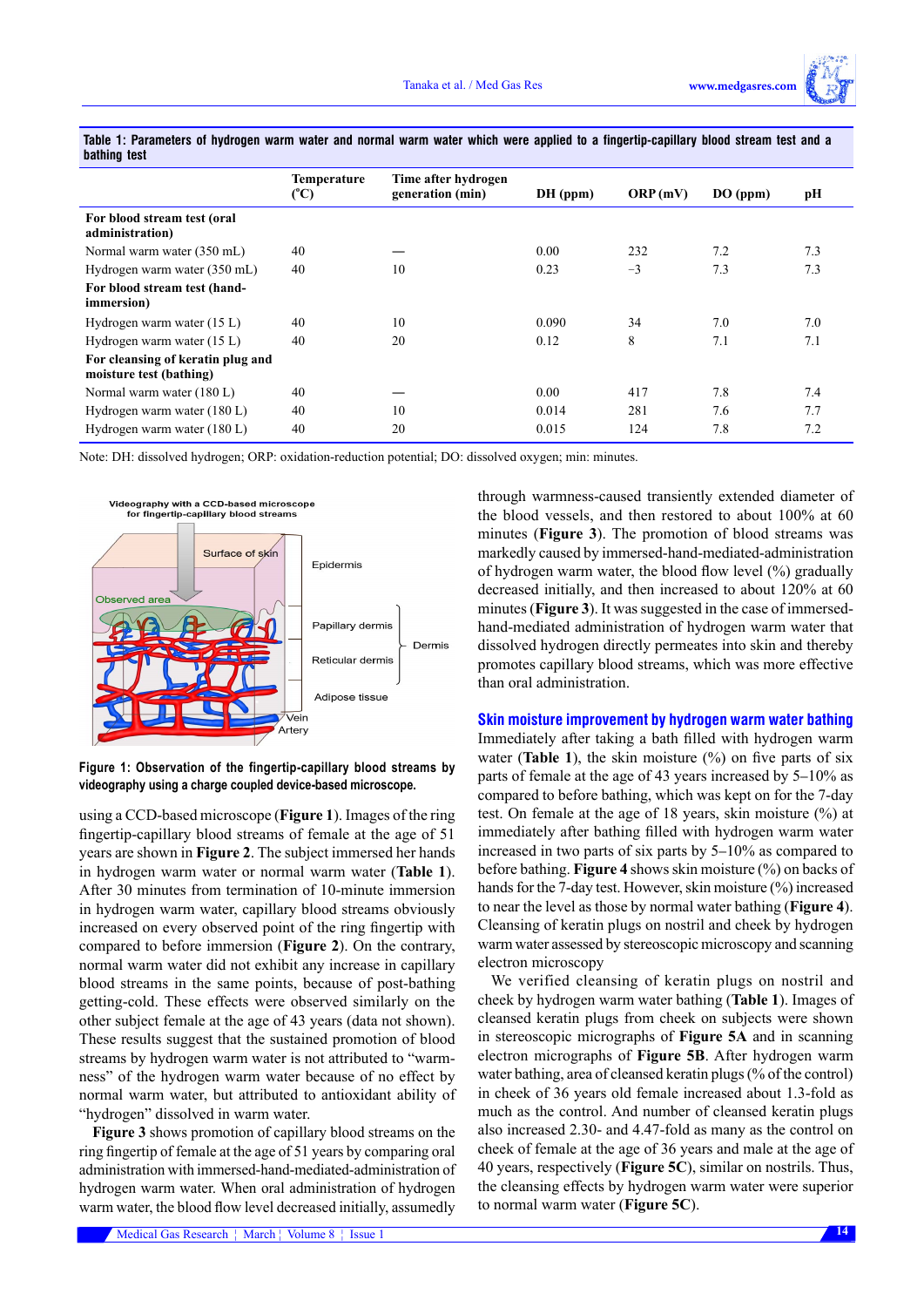**Table 1: Parameters of hydrogen warm water and normal warm water which were applied to a fingertip-capillary blood stream test and a bathing test**

| | Temperature (°C) | Time after hydrogen generation (min) | DH (ppm) | ORP (mV) | DO (ppm) | pH |
|---|---|---|---|---|---|---|
| **For blood stream test (oral administration)** | | | | | | |
| Normal warm water (350 mL) | 40 | — | 0.00 | 232 | 7.2 | 7.3 |
| Hydrogen warm water (350 mL) | 40 | 10 | 0.23 | −3 | 7.3 | 7.3 |
| **For blood stream test (hand-immersion)** | | | | | | |
| Hydrogen warm water (15 L) | 40 | 10 | 0.090 | 34 | 7.0 | 7.0 |
| Hydrogen warm water (15 L) | 40 | 20 | 0.12 | 8 | 7.1 | 7.1 |
| **For cleansing of keratin plug and moisture test (bathing)** | | | | | | |
| Normal warm water (180 L) | 40 | — | 0.00 | 417 | 7.8 | 7.4 |
| Hydrogen warm water (180 L) | 40 | 10 | 0.014 | 281 | 7.6 | 7.7 |
| Hydrogen warm water (180 L) | 40 | 20 | 0.015 | 124 | 7.8 | 7.2 |

Note: DH: dissolved hydrogen; ORP: oxidation-reduction potential; DO: dissolved oxygen; min: minutes.

**Figure 1: Observation of the fingertip-capillary blood streams by videography using a charge coupled device-based microscope.**

using a CCD-based microscope (**Figure 1**). Images of the ring fingertip-capillary blood streams of female at the age of 51 years are shown in **Figure 2**. The subject immersed her hands in hydrogen warm water or normal warm water (**Table 1**). After 30 minutes from termination of 10-minute immersion in hydrogen warm water, capillary blood streams obviously increased on every observed point of the ring fingertip with compared to before immersion (**Figure 2**). On the contrary, normal warm water did not exhibit any increase in capillary blood streams in the same points, because of post-bathing getting-cold. These effects were observed similarly on the other subject female at the age of 43 years (data not shown). These results suggest that the sustained promotion of blood streams by hydrogen warm water is not attributed to "warmness" of the hydrogen warm water because of no effect by normal warm water, but attributed to antioxidant ability of "hydrogen" dissolved in warm water.

**Figure 3** shows promotion of capillary blood streams on the ring fingertip of female at the age of 51 years by comparing oral administration with immersed-hand-mediated-administration of hydrogen warm water. When oral administration of hydrogen warm water, the blood flow level decreased initially, assumedly through warmness-caused transiently extended diameter of the blood vessels, and then restored to about 100% at 60 minutes (**Figure 3**). The promotion of blood streams was markedly caused by immersed-hand-mediated-administration of hydrogen warm water, the blood flow level (%) gradually decreased initially, and then increased to about 120% at 60 minutes (**Figure 3**). It was suggested in the case of immersed-hand-mediated administration of hydrogen warm water that dissolved hydrogen directly permeates into skin and thereby promotes capillary blood streams, which was more effective than oral administration.

## Skin moisture improvement by hydrogen warm water bathing

Immediately after taking a bath filled with hydrogen warm water (**Table 1**), the skin moisture (%) on five parts of six parts of female at the age of 43 years increased by 5–10% as compared to before bathing, which was kept on for the 7-day test. On female at the age of 18 years, skin moisture (%) at immediately after bathing filled with hydrogen warm water increased in two parts of six parts by 5–10% as compared to before bathing. **Figure 4** shows skin moisture (%) on backs of hands for the 7-day test. However, skin moisture (%) increased to near the level as those by normal water bathing (**Figure 4**).

Cleansing of keratin plugs on nostril and cheek by hydrogen warm water assessed by stereoscopic microscopy and scanning electron microscopy

We verified cleansing of keratin plugs on nostril and cheek by hydrogen warm water bathing (**Table 1**). Images of cleansed keratin plugs from cheek on subjects were shown in stereoscopic micrographs of **Figure 5A** and in scanning electron micrographs of **Figure 5B**. After hydrogen warm water bathing, area of cleansed keratin plugs (% of the control) in cheek of 36 years old female increased about 1.3-fold as much as the control. And number of cleansed keratin plugs also increased 2.30- and 4.47-fold as many as the control on cheek of female at the age of 36 years and male at the age of 40 years, respectively (**Figure 5C**), similar on nostrils. Thus, the cleansing effects by hydrogen warm water were superior to normal warm water (**Figure 5C**).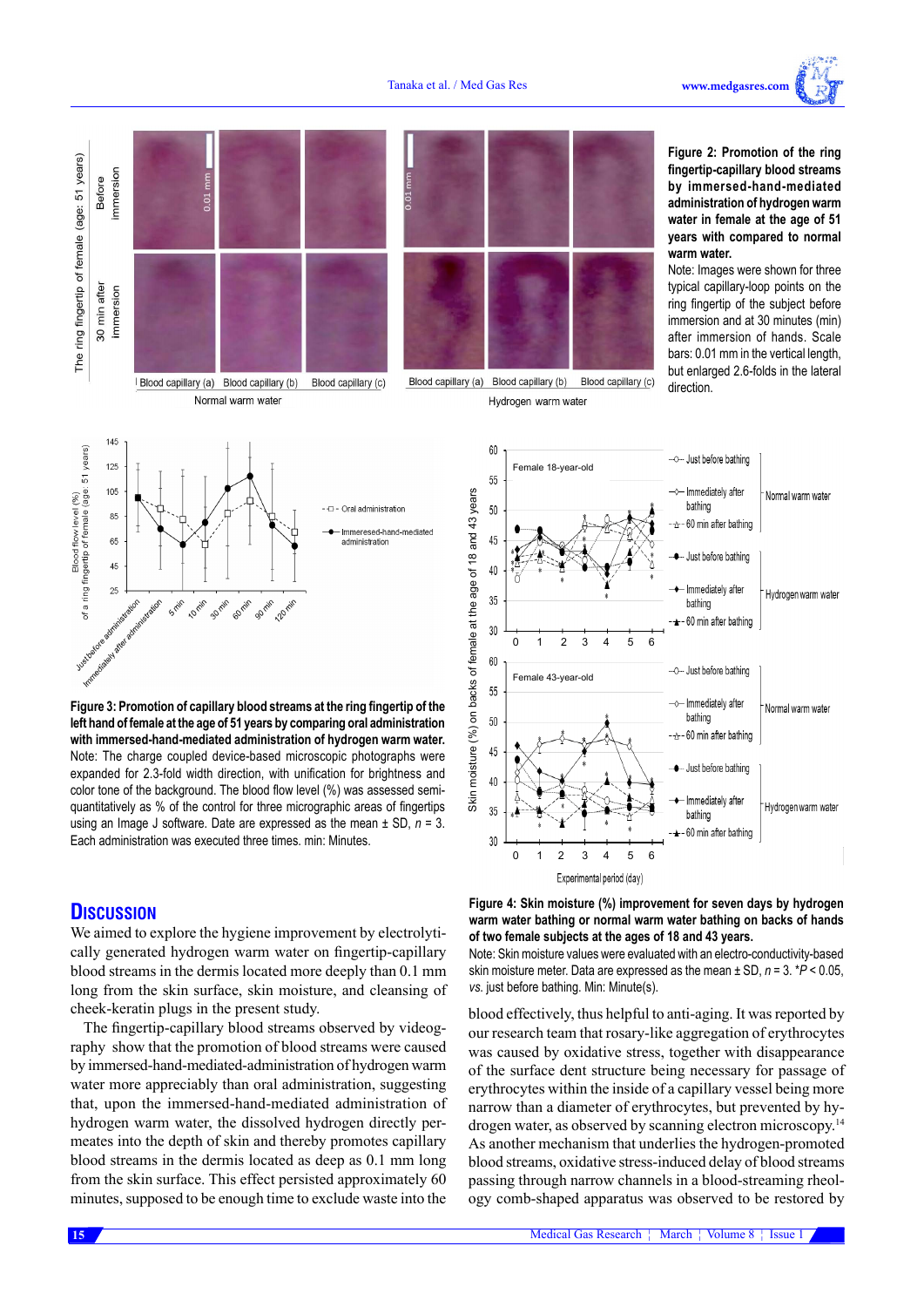Figure 2: Promotion of the ring fingertip-capillary blood streams by immersed-hand-mediated administration of hydrogen warm water in female at the age of 51 years with compared to normal warm water.

Note: Images were shown for three typical capillary-loop points on the ring fingertip of the subject before immersion and at 30 minutes (min) after immersion of hands. Scale bars: 0.01 mm in the vertical length, but enlarged 2.6-folds in the lateral direction.

**Figure 3: Promotion of capillary blood streams at the ring fingertip of the left hand of female at the age of 51 years by comparing oral administration with immersed-hand-mediated administration of hydrogen warm water.**

Note: The charge coupled device-based microscopic photographs were expanded for 2.3-fold width direction, with unification for brightness and color tone of the background. The blood flow level (%) was assessed semi-quantitatively as % of the control for three micrograph areas of fingertips using an Image J software. Date are expressed as the mean ± SD, $n = 3$. Each administration was executed three times. min: Minutes.

**Figure 4: Skin moisture (%) improvement for seven days by hydrogen warm water bathing or normal warm water bathing on backs of hands of two female subjects at the ages of 18 and 43 years.**

Note: Skin moisture values were evaluated with an electro-conductivity-based skin moisture meter. Data are expressed as the mean ± SD, $n = 3$. \*$P < 0.05$, *vs.* just before bathing. Min: Minute(s).

## Discussion

We aimed to explore the hygiene improvement by electrolytically generated hydrogen warm water on fingertip-capillary blood streams in the dermis located more deeply than 0.1 mm long from the skin surface, skin moisture, and cleansing of cheek-keratin plugs in the present study.

The fingertip-capillary blood streams observed by videography show that the promotion of blood streams were caused by immersed-hand-mediated-administration of hydrogen warm water more appreciably than oral administration, suggesting that, upon the immersed-hand-mediated administration of hydrogen warm water, the dissolved hydrogen directly permeates into the depth of skin and thereby promotes capillary blood streams in the dermis located as deep as 0.1 mm long from the skin surface. This effect persisted approximately 60 minutes, supposed to be enough time to exclude waste into the blood effectively, thus helpful to anti-aging. It was reported by our research team that rosary-like aggregation of erythrocytes was caused by oxidative stress, together with disappearance of the surface dent structure being necessary for passage of erythrocytes within the inside of a capillary vessel being more narrow than a diameter of erythrocytes, but prevented by hydrogen water, as observed by scanning electron microscopy.[14] As another mechanism that underlies the hydrogen-promoted blood streams, oxidative stress-induced delay of blood streams passing through narrow channels in a blood-streaming rheology comb-shaped apparatus was observed to be restored by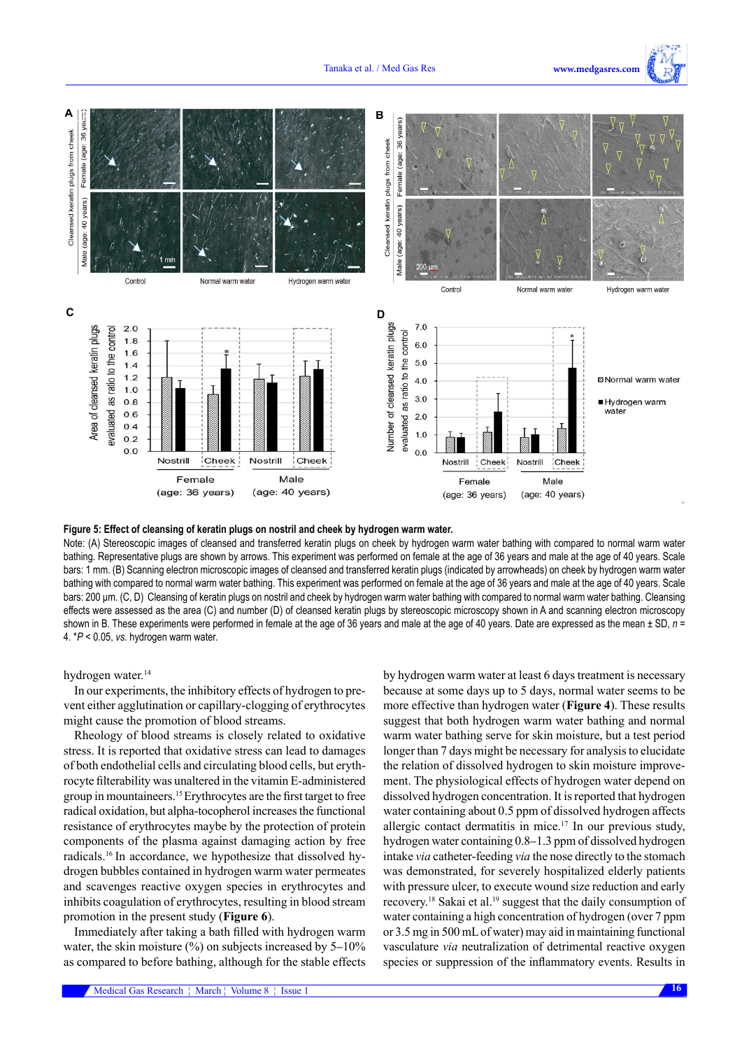**Figure 5: Effect of cleansing of keratin plugs on nostril and cheek by hydrogen warm water.**

Note: (A) Stereoscopic images of cleansed and transferred keratin plugs on cheek by hydrogen warm water bathing with compared to normal warm water bathing. Representative plugs are shown by arrows. This experiment was performed on female at the age of 36 years and male at the age of 40 years. Scale bars: 1 mm. (B) Scanning electron microscopic images of cleansed and transferred keratin plugs (indicated by arrowheads) on cheek by hydrogen warm water bathing with compared to normal warm water bathing. This experiment was performed on female at the age of 36 years and male at the age of 40 years. Scale bars: 200 μm. (C, D) Cleansing of keratin plugs on nostril and cheek by hydrogen warm water bathing with compared to normal warm water bathing. Cleansing effects were assessed as the area (C) and number (D) of cleansed keratin plugs by stereoscopic microscopy shown in A and scanning electron microscopy shown in B. These experiments were performed in female at the age of 36 years and male at the age of 40 years. Date are expressed as the mean ± SD, $n$ = 4. \*$P$ < 0.05, *vs.* hydrogen warm water.

hydrogen water.[14]

In our experiments, the inhibitory effects of hydrogen to prevent either agglutination or capillary-clogging of erythrocytes might cause the promotion of blood streams.

Rheology of blood streams is closely related to oxidative stress. It is reported that oxidative stress can lead to damages of both endothelial cells and circulating blood cells, but erythrocyte filterability was unaltered in the vitamin E-administered group in mountaineers.[15] Erythrocytes are the first target to free radical oxidation, but alpha-tocopherol increases the functional resistance of erythrocytes maybe by the protection of protein components of the plasma against damaging action by free radicals.[16] In accordance, we hypothesize that dissolved hydrogen bubbles contained in hydrogen warm water permeates and scavenges reactive oxygen species in erythrocytes and inhibits coagulation of erythrocytes, resulting in blood stream promotion in the present study (**Figure 6**).

Immediately after taking a bath filled with hydrogen warm water, the skin moisture (%) on subjects increased by 5–10% as compared to before bathing, although for the stable effects by hydrogen warm water at least 6 days treatment is necessary because at some days up to 5 days, normal water seems to be more effective than hydrogen water (**Figure 4**). These results suggest that both hydrogen warm water bathing and normal warm water bathing serve for skin moisture, but a test period longer than 7 days might be necessary for analysis to elucidate the relation of dissolved hydrogen to skin moisture improvement. The physiological effects of hydrogen water depend on dissolved hydrogen concentration. It is reported that hydrogen water containing about 0.5 ppm of dissolved hydrogen affects allergic contact dermatitis in mice.[17] In our previous study, hydrogen water containing 0.8–1.3 ppm of dissolved hydrogen intake *via* catheter-feeding *via* the nose directly to the stomach was demonstrated, for severely hospitalized elderly patients with pressure ulcer, to execute wound size reduction and early recovery.[18] Sakai et al.[19] suggest that the daily consumption of water containing a high concentration of hydrogen (over 7 ppm or 3.5 mg in 500 mL of water) may aid in maintaining functional vasculature *via* neutralization of detrimental reactive oxygen species or suppression of the inflammatory events. Results in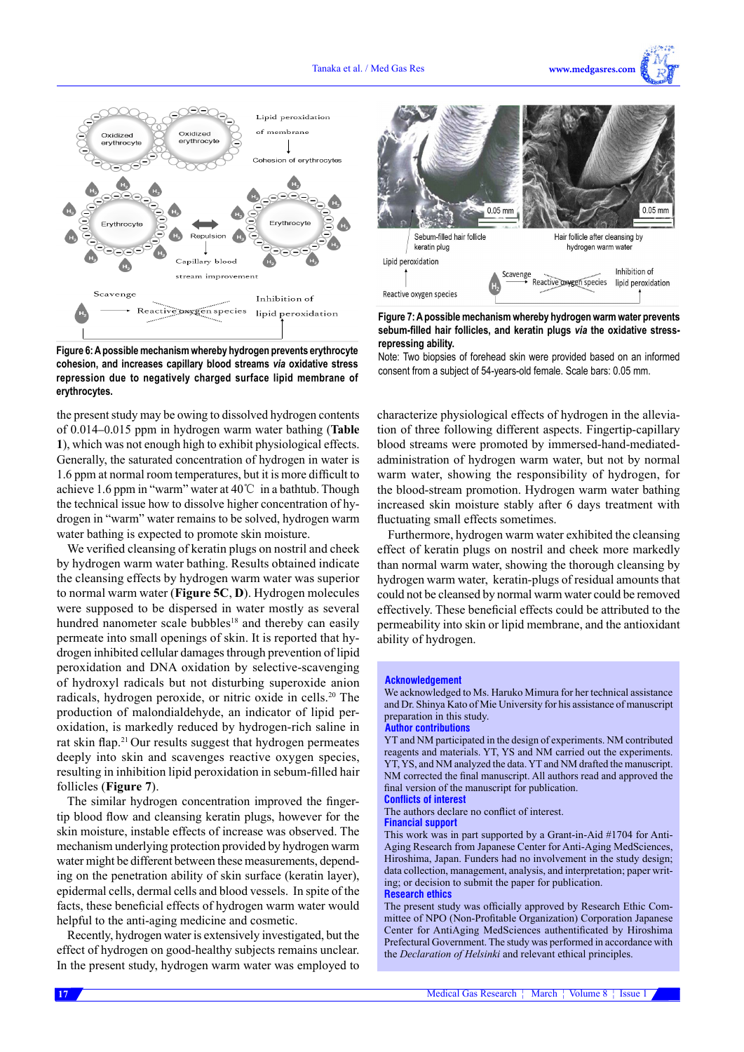**Figure 6: A possible mechanism whereby hydrogen prevents erythrocyte cohesion, and increases capillary blood streams *via* oxidative stress repression due to negatively charged surface lipid membrane of erythrocytes.**

**Figure 7: A possible mechanism whereby hydrogen warm water prevents sebum-filled hair follicles, and keratin plugs *via* the oxidative stress-repressing ability.**

Note: Two biopsies of forehead skin were provided based on an informed consent from a subject of 54-years-old female. Scale bars: 0.05 mm.

the present study may be owing to dissolved hydrogen contents of 0.014–0.015 ppm in hydrogen warm water bathing (**Table 1**), which was not enough high to exhibit physiological effects. Generally, the saturated concentration of hydrogen in water is 1.6 ppm at normal room temperatures, but it is more difficult to achieve 1.6 ppm in "warm" water at 40℃ in a bathtub. Though the technical issue how to dissolve higher concentration of hydrogen in "warm" water remains to be solved, hydrogen warm water bathing is expected to promote skin moisture.

We verified cleansing of keratin plugs on nostril and cheek by hydrogen warm water bathing. Results obtained indicate the cleansing effects by hydrogen warm water was superior to normal warm water (**Figure 5C**, **D**). Hydrogen molecules were supposed to be dispersed in water mostly as several hundred nanometer scale bubbles[18] and thereby can easily permeate into small openings of skin. It is reported that hydrogen inhibited cellular damages through prevention of lipid peroxidation and DNA oxidation by selective-scavenging of hydroxyl radicals but not disturbing superoxide anion radicals, hydrogen peroxide, or nitric oxide in cells.[20] The production of malondialdehyde, an indicator of lipid peroxidation, is markedly reduced by hydrogen-rich saline in rat skin flap.[21] Our results suggest that hydrogen permeates deeply into skin and scavenges reactive oxygen species, resulting in inhibition lipid peroxidation in sebum-filled hair follicles (**Figure 7**).

The similar hydrogen concentration improved the fingertip blood flow and cleansing keratin plugs, however for the skin moisture, instable effects of increase was observed. The mechanism underlying protection provided by hydrogen warm water might be different between these measurements, depending on the penetration ability of skin surface (keratin layer), epidermal cells, dermal cells and blood vessels. In spite of the facts, these beneficial effects of hydrogen warm water would helpful to the anti-aging medicine and cosmetic.

Recently, hydrogen water is extensively investigated, but the effect of hydrogen on good-healthy subjects remains unclear. In the present study, hydrogen warm water was employed to characterize physiological effects of hydrogen in the alleviation of three following different aspects. Fingertip-capillary blood streams were promoted by immersed-hand-mediated-administration of hydrogen warm water, but not by normal warm water, showing the responsibility of hydrogen, for the blood-stream promotion. Hydrogen warm water bathing increased skin moisture stably after 6 days treatment with fluctuating small effects sometimes.

Furthermore, hydrogen warm water exhibited the cleansing effect of keratin plugs on nostril and cheek more markedly than normal warm water, showing the thorough cleansing by hydrogen warm water, keratin-plugs of residual amounts that could not be cleansed by normal warm water could be removed effectively. These beneficial effects could be attributed to the permeability into skin or lipid membrane, and the antioxidant ability of hydrogen.

## Acknowledgement

We acknowledged to Ms. Haruko Mimura for her technical assistance and Dr. Shinya Kato of Mie University for his assistance of manuscript preparation in this study.

## Author contributions

YT and NM participated in the design of experiments. NM contributed reagents and materials. YT, YS and NM carried out the experiments. YT, YS, and NM analyzed the data. YT and NM drafted the manuscript. NM corrected the final manuscript. All authors read and approved the final version of the manuscript for publication.

## Conflicts of interest

The authors declare no conflict of interest.

## Financial support

This work was in part supported by a Grant-in-Aid #1704 for Anti-Aging Research from Japanese Center for Anti-Aging MedSciences, Hiroshima, Japan. Funders had no involvement in the study design; data collection, management, analysis, and interpretation; paper writing; or decision to submit the paper for publication.

## Research ethics

The present study was officially approved by Research Ethic Committee of NPO (Non-Profitable Organization) Corporation Japanese Center for AntiAging MedSciences authentificated by Hiroshima Prefectural Government. The study was performed in accordance with the *Declaration of Helsinki* and relevant ethical principles.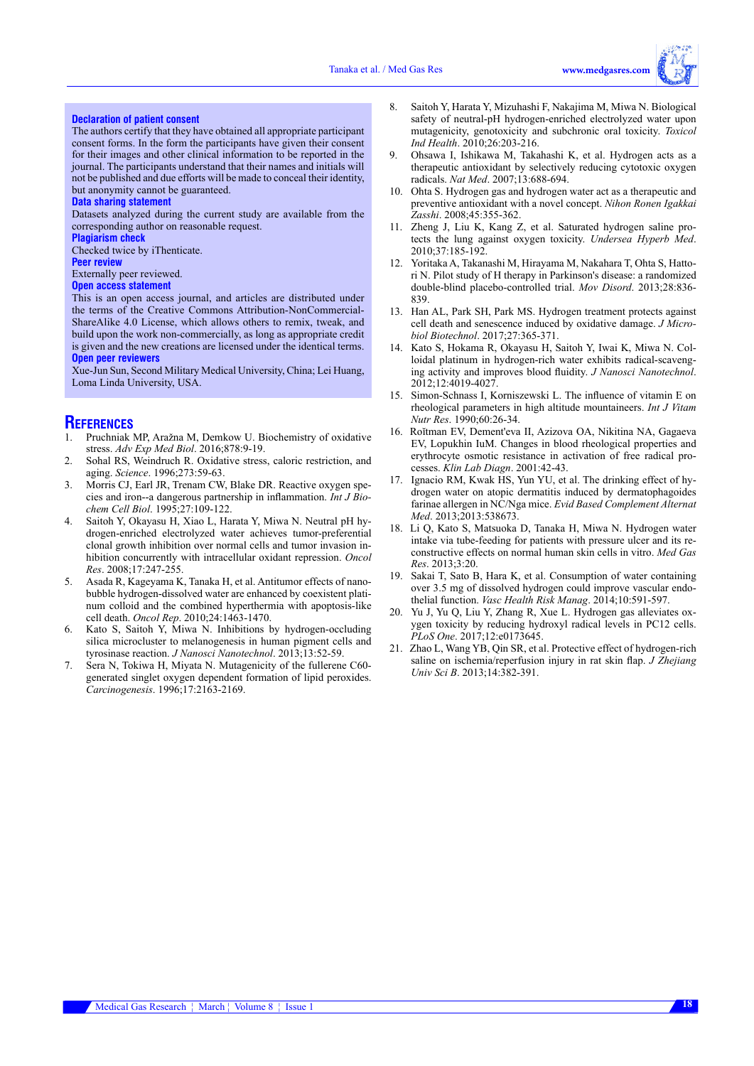### Declaration of patient consent

The authors certify that they have obtained all appropriate participant consent forms. In the form the participants have given their consent for their images and other clinical information to be reported in the journal. The participants understand that their names and initials will not be published and due efforts will be made to conceal their identity, but anonymity cannot be guaranteed.

### Data sharing statement

Datasets analyzed during the current study are available from the corresponding author on reasonable request.

### Plagiarism check

Checked twice by iThenticate.

### Peer review

Externally peer reviewed.

### Open access statement

This is an open access journal, and articles are distributed under the terms of the Creative Commons Attribution-NonCommercial-ShareAlike 4.0 License, which allows others to remix, tweak, and build upon the work non-commercially, as long as appropriate credit is given and the new creations are licensed under the identical terms.

### Open peer reviewers

Xue-Jun Sun, Second Military Medical University, China; Lei Huang, Loma Linda University, USA.

## References

1. Pruchniak MP, Arażna M, Demkow U. Biochemistry of oxidative stress. *Adv Exp Med Biol*. 2016;878:9-19.
2. Sohal RS, Weindruch R. Oxidative stress, caloric restriction, and aging. *Science*. 1996;273:59-63.
3. Morris CJ, Earl JR, Trenam CW, Blake DR. Reactive oxygen species and iron--a dangerous partnership in inflammation. *Int J Biochem Cell Biol*. 1995;27:109-122.
4. Saitoh Y, Okayasu H, Xiao L, Harata Y, Miwa N. Neutral pH hydrogen-enriched electrolyzed water achieves tumor-preferential clonal growth inhibition over normal cells and tumor invasion inhibition concurrently with intracellular oxidant repression. *Oncol Res*. 2008;17:247-255.
5. Asada R, Kageyama K, Tanaka H, et al. Antitumor effects of nano-bubble hydrogen-dissolved water are enhanced by coexistent platinum colloid and the combined hyperthermia with apoptosis-like cell death. *Oncol Rep*. 2010;24:1463-1470.
6. Kato S, Saitoh Y, Miwa N. Inhibitions by hydrogen-occluding silica microcluster to melanogenesis in human pigment cells and tyrosinase reaction. *J Nanosci Nanotechnol*. 2013;13:52-59.
7. Sera N, Tokiwa H, Miyata N. Mutagenicity of the fullerene C60-generated singlet oxygen dependent formation of lipid peroxides. *Carcinogenesis*. 1996;17:2163-2169.
8. Saitoh Y, Harata Y, Mizuhashi F, Nakajima M, Miwa N. Biological safety of neutral-pH hydrogen-enriched electrolyzed water upon mutagenicity, genotoxicity and subchronic oral toxicity. *Toxicol Ind Health*. 2010;26:203-216.
9. Ohsawa I, Ishikawa M, Takahashi K, et al. Hydrogen acts as a therapeutic antioxidant by selectively reducing cytotoxic oxygen radicals. *Nat Med*. 2007;13:688-694.
10. Ohta S. Hydrogen gas and hydrogen water act as a therapeutic and preventive antioxidant with a novel concept. *Nihon Ronen Igakkai Zasshi*. 2008;45:355-362.
11. Zheng J, Liu K, Kang Z, et al. Saturated hydrogen saline protects the lung against oxygen toxicity. *Undersea Hyperb Med*. 2010;37:185-192.
12. Yoritaka A, Takanashi M, Hirayama M, Nakahara T, Ohta S, Hattori N. Pilot study of H therapy in Parkinson's disease: a randomized double-blind placebo-controlled trial. *Mov Disord*. 2013;28:836-839.
13. Han AL, Park SH, Park MS. Hydrogen treatment protects against cell death and senescence induced by oxidative damage. *J Microbiol Biotechnol*. 2017;27:365-371.
14. Kato S, Hokama R, Okayasu H, Saitoh Y, Iwai K, Miwa N. Colloidal platinum in hydrogen-rich water exhibits radical-scavenging activity and improves blood fluidity. *J Nanosci Nanotechnol*. 2012;12:4019-4027.
15. Simon-Schnass I, Korniszewski L. The influence of vitamin E on rheological parameters in high altitude mountaineers. *Int J Vitam Nutr Res*. 1990;60:26-34.
16. Roĭtman EV, Dement'eva II, Azizova OA, Nikitina NA, Gagaeva EV, Lopukhin IuM. Changes in blood rheological properties and erythrocyte osmotic resistance in activation of free radical processes. *Klin Lab Diagn*. 2001:42-43.
17. Ignacio RM, Kwak HS, Yun YU, et al. The drinking effect of hydrogen water on atopic dermatitis induced by dermatophagoides farinae allergen in NC/Nga mice. *Evid Based Complement Alternat Med*. 2013;2013:538673.
18. Li Q, Kato S, Matsuoka D, Tanaka H, Miwa N. Hydrogen water intake via tube-feeding for patients with pressure ulcer and its reconstructive effects on normal human skin cells in vitro. *Med Gas Res*. 2013;3:20.
19. Sakai T, Sato B, Hara K, et al. Consumption of water containing over 3.5 mg of dissolved hydrogen could improve vascular endothelial function. *Vasc Health Risk Manag*. 2014;10:591-597.
20. Yu J, Yu Q, Liu Y, Zhang R, Xue L. Hydrogen gas alleviates oxygen toxicity by reducing hydroxyl radical levels in PC12 cells. *PLoS One*. 2017;12:e0173645.
21. Zhao L, Wang YB, Qin SR, et al. Protective effect of hydrogen-rich saline on ischemia/reperfusion injury in rat skin flap. *J Zhejiang Univ Sci B*. 2013;14:382-391.